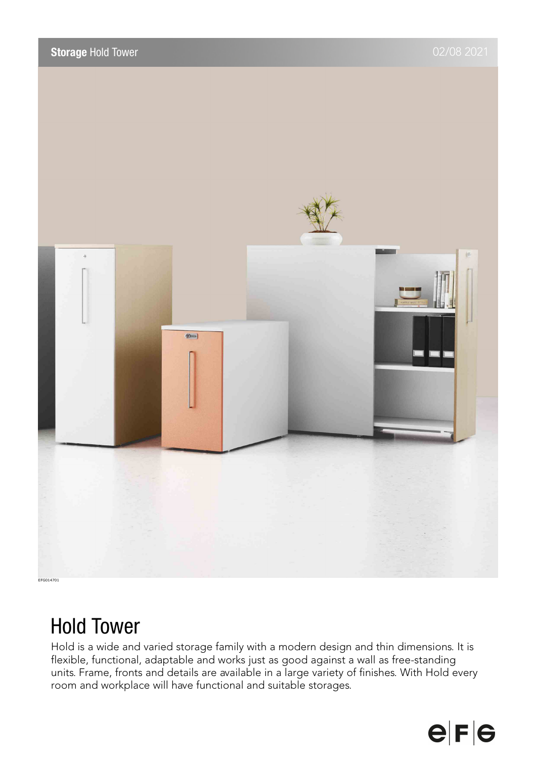# Hold Tower

Hold is a wide and varied storage family with a modern design and thin dimensions. It is flexible, functional, adaptable and works just as good against a wall as free-standing units. Frame, fronts and details are available in a large variety of finishes. With Hold every room and workplace will have functional and suitable storages.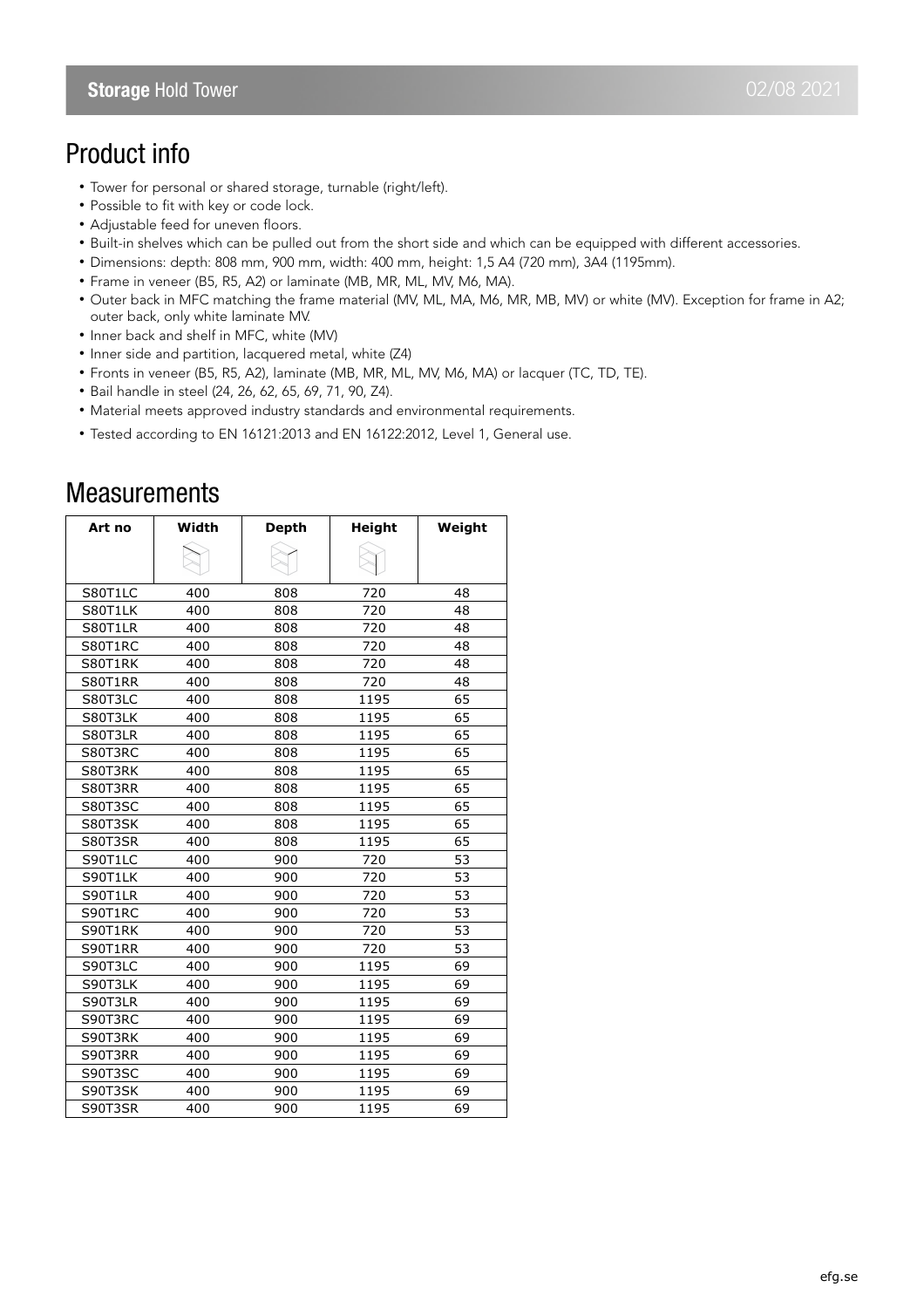## Product info

- Tower for personal or shared storage, turnable (right/left).
- Possible to fit with key or code lock.
- Adjustable feed for uneven floors.
- Built-in shelves which can be pulled out from the short side and which can be equipped with different accessories.
- Dimensions: depth: 808 mm, 900 mm, width: 400 mm, height: 1,5 A4 (720 mm), 3A4 (1195mm).
- Frame in veneer (B5, R5, A2) or laminate (MB, MR, ML, MV, M6, MA).
- Outer back in MFC matching the frame material (MV, ML, MA, M6, MR, MB, MV) or white (MV). Exception for frame in A2; outer back, only white laminate MV.
- Inner back and shelf in MFC, white (MV)
- Inner side and partition, lacquered metal, white (Z4)
- Fronts in veneer (B5, R5, A2), laminate (MB, MR, ML, MV, M6, MA) or lacquer (TC, TD, TE).
- Bail handle in steel (24, 26, 62, 65, 69, 71, 90, Z4).
- Material meets approved industry standards and environmental requirements.
- Tested according to EN 16121:2013 and EN 16122:2012, Level 1, General use.

## Measurements

| Art no | Width | Depth | Height | Weight |
|---|---|---|---|---|
| S80T1LC | 400 | 808 | 720 | 48 |
| S80T1LK | 400 | 808 | 720 | 48 |
| S80T1LR | 400 | 808 | 720 | 48 |
| S80T1RC | 400 | 808 | 720 | 48 |
| S80T1RK | 400 | 808 | 720 | 48 |
| S80T1RR | 400 | 808 | 720 | 48 |
| S80T3LC | 400 | 808 | 1195 | 65 |
| S80T3LK | 400 | 808 | 1195 | 65 |
| S80T3LR | 400 | 808 | 1195 | 65 |
| S80T3RC | 400 | 808 | 1195 | 65 |
| S80T3RK | 400 | 808 | 1195 | 65 |
| S80T3RR | 400 | 808 | 1195 | 65 |
| S80T3SC | 400 | 808 | 1195 | 65 |
| S80T3SK | 400 | 808 | 1195 | 65 |
| S80T3SR | 400 | 808 | 1195 | 65 |
| S90T1LC | 400 | 900 | 720 | 53 |
| S90T1LK | 400 | 900 | 720 | 53 |
| S90T1LR | 400 | 900 | 720 | 53 |
| S90T1RC | 400 | 900 | 720 | 53 |
| S90T1RK | 400 | 900 | 720 | 53 |
| S90T1RR | 400 | 900 | 720 | 53 |
| S90T3LC | 400 | 900 | 1195 | 69 |
| S90T3LK | 400 | 900 | 1195 | 69 |
| S90T3LR | 400 | 900 | 1195 | 69 |
| S90T3RC | 400 | 900 | 1195 | 69 |
| S90T3RK | 400 | 900 | 1195 | 69 |
| S90T3RR | 400 | 900 | 1195 | 69 |
| S90T3SC | 400 | 900 | 1195 | 69 |
| S90T3SK | 400 | 900 | 1195 | 69 |
| S90T3SR | 400 | 900 | 1195 | 69 |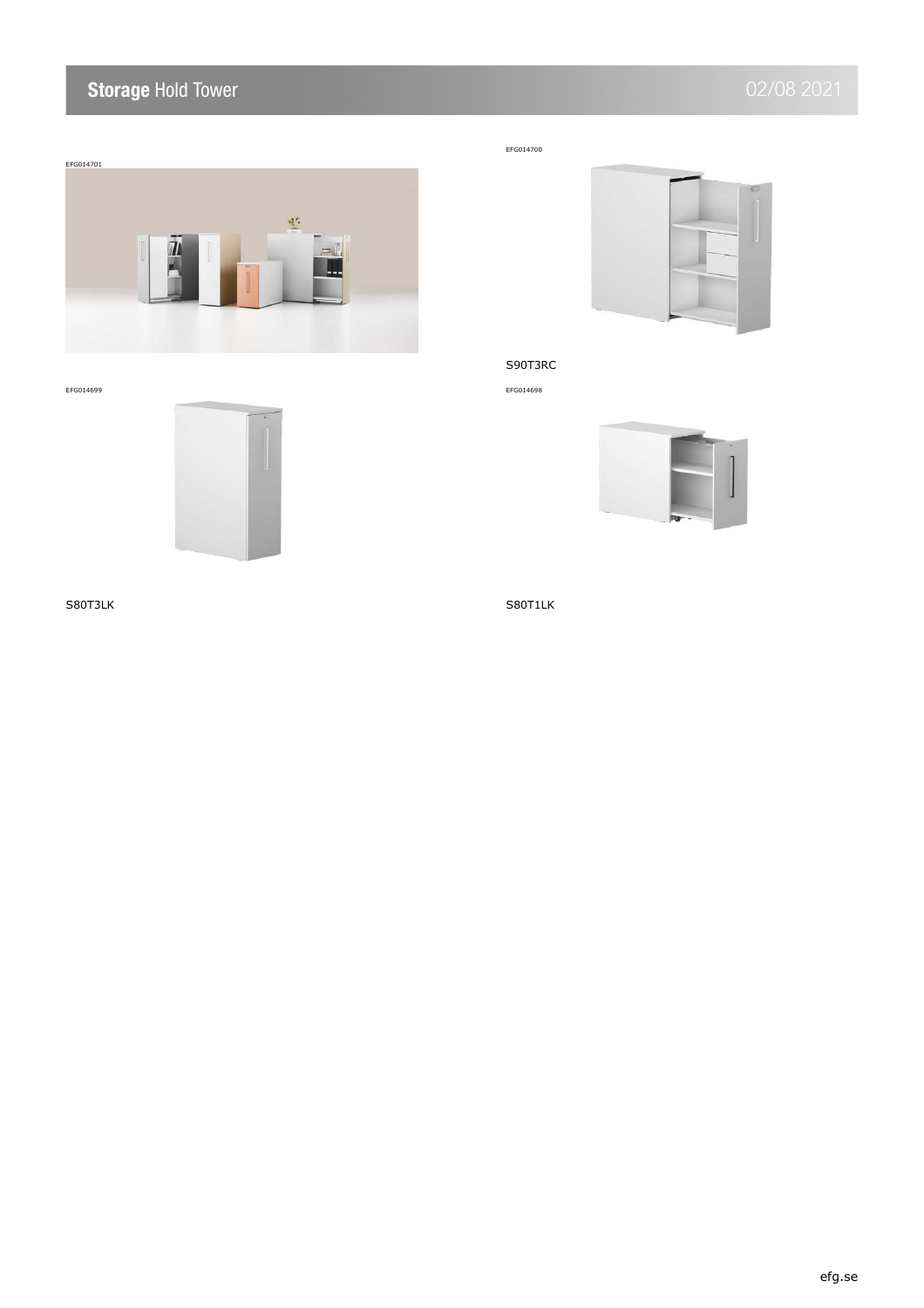EFG014701

EFG014700

S90T3RC

EFG014699

EFG014698

S80T3LK

S80T1LK